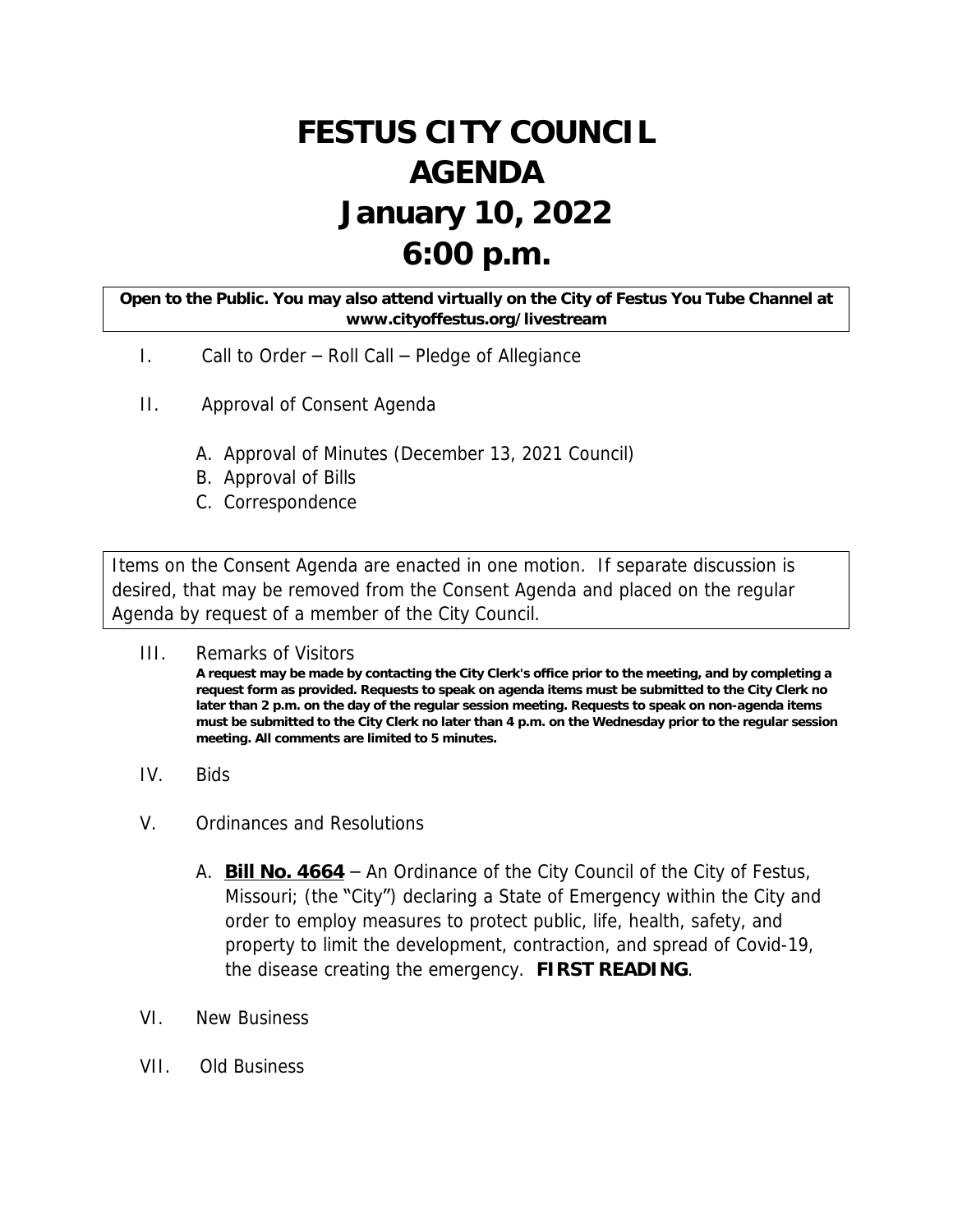# FESTUS CITY COUNCIL
# AGENDA
# January 10, 2022
# 6:00 p.m.

**Open to the Public. You may also attend virtually on the City of Festus You Tube Channel at www.cityoffestus.org/livestream**

I. Call to Order – Roll Call – Pledge of Allegiance

II. Approval of Consent Agenda

   A. Approval of Minutes (December 13, 2021 Council)
   B. Approval of Bills
   C. Correspondence

Items on the Consent Agenda are enacted in one motion. If separate discussion is desired, that may be removed from the Consent Agenda and placed on the regular Agenda by request of a member of the City Council.

III. Remarks of Visitors

**A request may be made by contacting the City Clerk's office prior to the meeting, and by completing a request form as provided. Requests to speak on agenda items must be submitted to the City Clerk no later than 2 p.m. on the day of the regular session meeting. Requests to speak on non-agenda items must be submitted to the City Clerk no later than 4 p.m. on the Wednesday prior to the regular session meeting. All comments are limited to 5 minutes.**

IV. Bids

V. Ordinances and Resolutions

   A. **Bill No. 4664** – An Ordinance of the City Council of the City of Festus, Missouri; (the "City") declaring a State of Emergency within the City and order to employ measures to protect public, life, health, safety, and property to limit the development, contraction, and spread of Covid-19, the disease creating the emergency. **FIRST READING**.

VI. New Business

VII. Old Business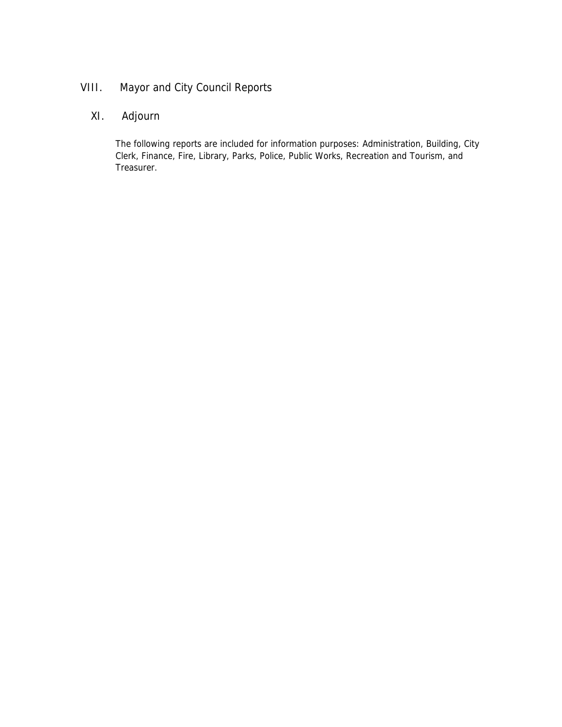VIII. Mayor and City Council Reports

XI. Adjourn

The following reports are included for information purposes: Administration, Building, City Clerk, Finance, Fire, Library, Parks, Police, Public Works, Recreation and Tourism, and Treasurer.